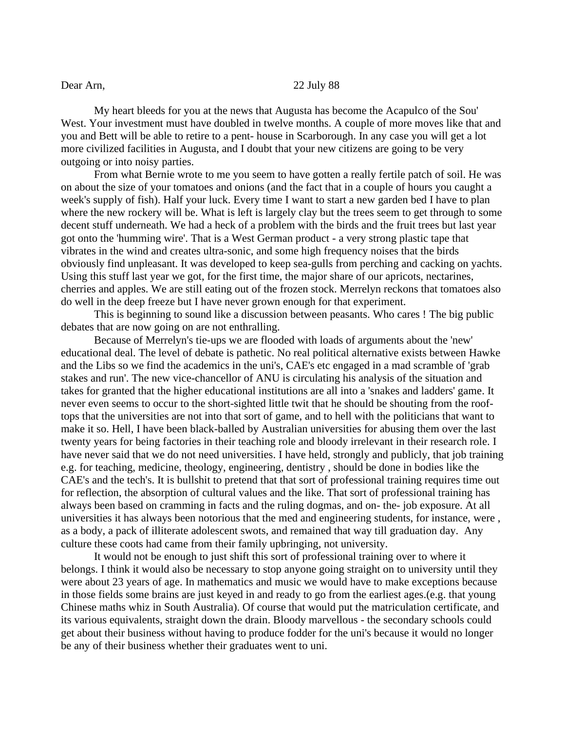Dear Arn, 22 July 88

My heart bleeds for you at the news that Augusta has become the Acapulco of the Sou' West. Your investment must have doubled in twelve months. A couple of more moves like that and you and Bett will be able to retire to a pent- house in Scarborough. In any case you will get a lot more civilized facilities in Augusta, and I doubt that your new citizens are going to be very outgoing or into noisy parties.

From what Bernie wrote to me you seem to have gotten a really fertile patch of soil. He was on about the size of your tomatoes and onions (and the fact that in a couple of hours you caught a week's supply of fish). Half your luck. Every time I want to start a new garden bed I have to plan where the new rockery will be. What is left is largely clay but the trees seem to get through to some decent stuff underneath. We had a heck of a problem with the birds and the fruit trees but last year got onto the 'humming wire'. That is a West German product - a very strong plastic tape that vibrates in the wind and creates ultra-sonic, and some high frequency noises that the birds obviously find unpleasant. It was developed to keep sea-gulls from perching and cacking on yachts. Using this stuff last year we got, for the first time, the major share of our apricots, nectarines, cherries and apples. We are still eating out of the frozen stock. Merrelyn reckons that tomatoes also do well in the deep freeze but I have never grown enough for that experiment.

This is beginning to sound like a discussion between peasants. Who cares ! The big public debates that are now going on are not enthralling.

Because of Merrelyn's tie-ups we are flooded with loads of arguments about the 'new' educational deal. The level of debate is pathetic. No real political alternative exists between Hawke and the Libs so we find the academics in the uni's, CAE's etc engaged in a mad scramble of 'grab stakes and run'. The new vice-chancellor of ANU is circulating his analysis of the situation and takes for granted that the higher educational institutions are all into a 'snakes and ladders' game. It never even seems to occur to the short-sighted little twit that he should be shouting from the roof-tops that the universities are not into that sort of game, and to hell with the politicians that want to make it so. Hell, I have been black-balled by Australian universities for abusing them over the last twenty years for being factories in their teaching role and bloody irrelevant in their research role. I have never said that we do not need universities. I have held, strongly and publicly, that job training e.g. for teaching, medicine, theology, engineering, dentistry , should be done in bodies like the CAE's and the tech's. It is bullshit to pretend that that sort of professional training requires time out for reflection, the absorption of cultural values and the like. That sort of professional training has always been based on cramming in facts and the ruling dogmas, and on- the- job exposure. At all universities it has always been notorious that the med and engineering students, for instance, were , as a body, a pack of illiterate adolescent swots, and remained that way till graduation day. Any culture these coots had came from their family upbringing, not university.

It would not be enough to just shift this sort of professional training over to where it belongs. I think it would also be necessary to stop anyone going straight on to university until they were about 23 years of age. In mathematics and music we would have to make exceptions because in those fields some brains are just keyed in and ready to go from the earliest ages.(e.g. that young Chinese maths whiz in South Australia). Of course that would put the matriculation certificate, and its various equivalents, straight down the drain. Bloody marvellous - the secondary schools could get about their business without having to produce fodder for the uni's because it would no longer be any of their business whether their graduates went to uni.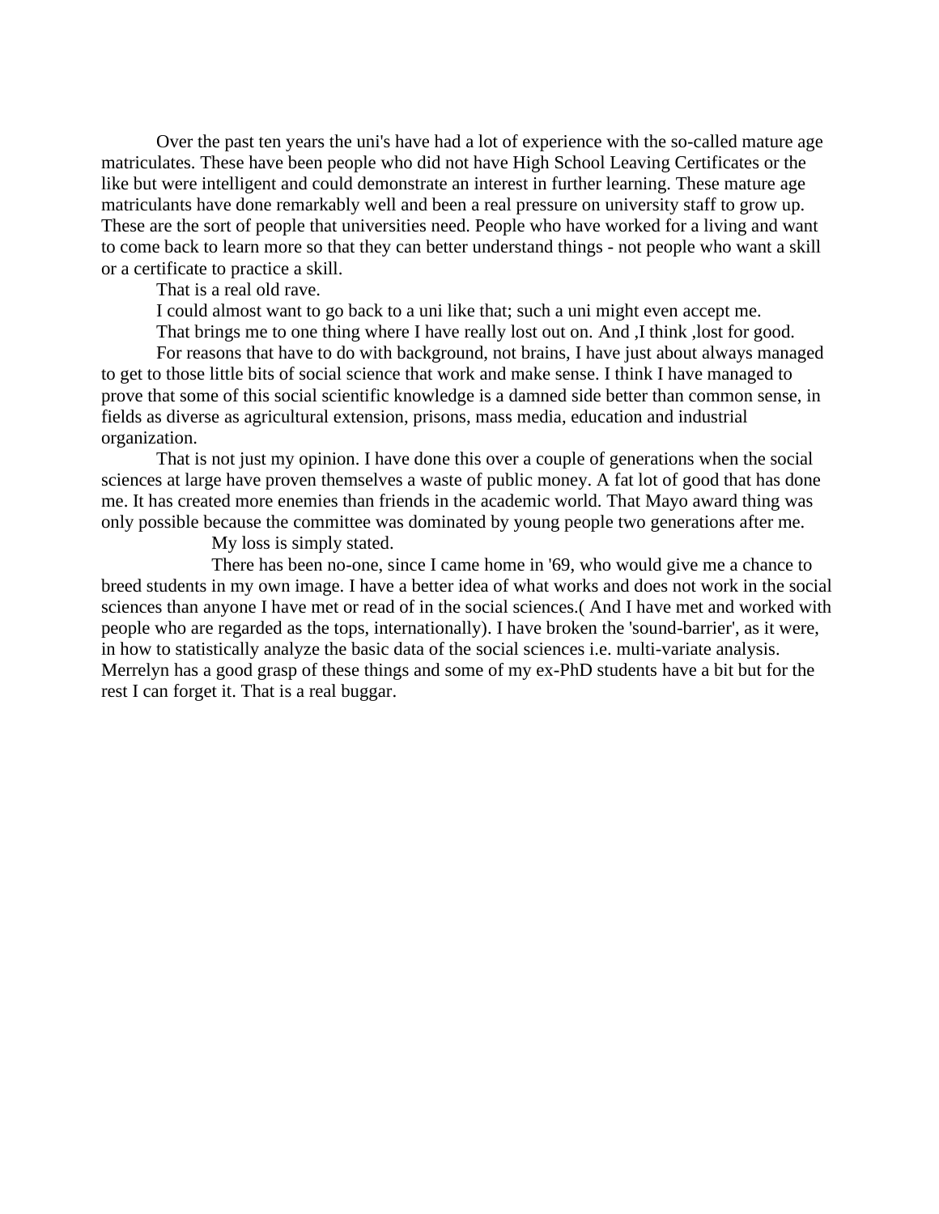Over the past ten years the uni's have had a lot of experience with the so-called mature age matriculates. These have been people who did not have High School Leaving Certificates or the like but were intelligent and could demonstrate an interest in further learning. These mature age matriculants have done remarkably well and been a real pressure on university staff to grow up. These are the sort of people that universities need. People who have worked for a living and want to come back to learn more so that they can better understand things - not people who want a skill or a certificate to practice a skill.

That is a real old rave.

I could almost want to go back to a uni like that; such a uni might even accept me.

That brings me to one thing where I have really lost out on. And ,I think ,lost for good.

For reasons that have to do with background, not brains, I have just about always managed to get to those little bits of social science that work and make sense. I think I have managed to prove that some of this social scientific knowledge is a damned side better than common sense, in fields as diverse as agricultural extension, prisons, mass media, education and industrial organization.

That is not just my opinion. I have done this over a couple of generations when the social sciences at large have proven themselves a waste of public money. A fat lot of good that has done me. It has created more enemies than friends in the academic world. That Mayo award thing was only possible because the committee was dominated by young people two generations after me.

My loss is simply stated.

There has been no-one, since I came home in '69, who would give me a chance to breed students in my own image. I have a better idea of what works and does not work in the social sciences than anyone I have met or read of in the social sciences.( And I have met and worked with people who are regarded as the tops, internationally). I have broken the 'sound-barrier', as it were, in how to statistically analyze the basic data of the social sciences i.e. multi-variate analysis. Merrelyn has a good grasp of these things and some of my ex-PhD students have a bit but for the rest I can forget it. That is a real buggar.